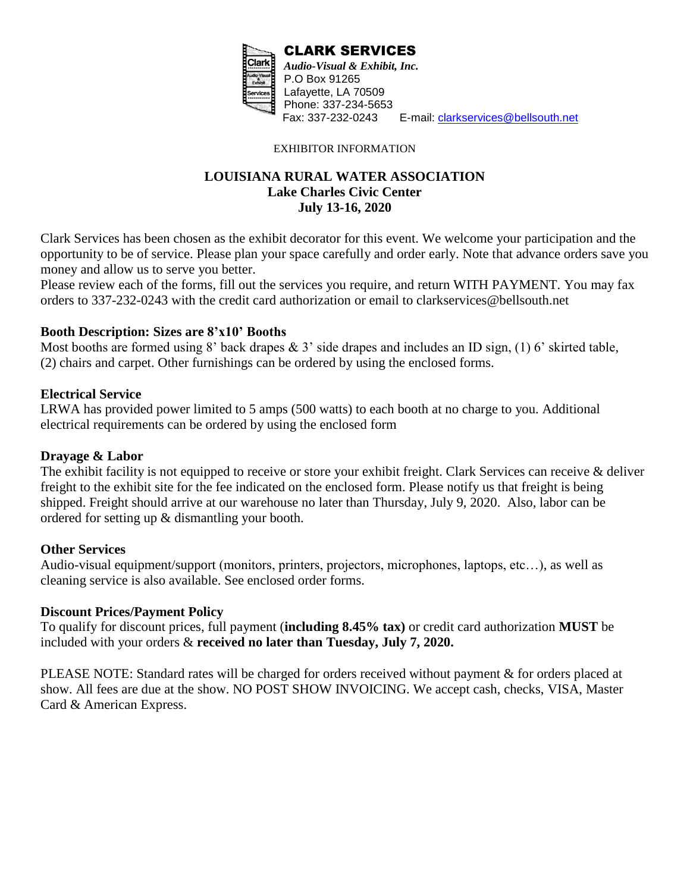**CLARK SERVICES**
*Audio-Visual & Exhibit, Inc.*
P.O Box 91265
Lafayette, LA 70509
Phone: 337-234-5653
Fax: 337-232-0243 E-mail: clarkservices@bellsouth.net

EXHIBITOR INFORMATION

# LOUISIANA RURAL WATER ASSOCIATION
## Lake Charles Civic Center
## July 13-16, 2020

Clark Services has been chosen as the exhibit decorator for this event. We welcome your participation and the opportunity to be of service. Please plan your space carefully and order early. Note that advance orders save you money and allow us to serve you better.
Please review each of the forms, fill out the services you require, and return WITH PAYMENT. You may fax orders to 337-232-0243 with the credit card authorization or email to clarkservices@bellsouth.net

### Booth Description: Sizes are 8'x10' Booths

Most booths are formed using 8' back drapes & 3' side drapes and includes an ID sign, (1) 6' skirted table, (2) chairs and carpet. Other furnishings can be ordered by using the enclosed forms.

### Electrical Service

LRWA has provided power limited to 5 amps (500 watts) to each booth at no charge to you. Additional electrical requirements can be ordered by using the enclosed form

### Drayage & Labor

The exhibit facility is not equipped to receive or store your exhibit freight. Clark Services can receive & deliver freight to the exhibit site for the fee indicated on the enclosed form. Please notify us that freight is being shipped. Freight should arrive at our warehouse no later than Thursday, July 9, 2020. Also, labor can be ordered for setting up & dismantling your booth.

### Other Services

Audio-visual equipment/support (monitors, printers, projectors, microphones, laptops, etc…), as well as cleaning service is also available. See enclosed order forms.

### Discount Prices/Payment Policy

To qualify for discount prices, full payment (**including 8.45% tax)** or credit card authorization **MUST** be included with your orders & **received no later than Tuesday, July 7, 2020.**

PLEASE NOTE: Standard rates will be charged for orders received without payment & for orders placed at show. All fees are due at the show. NO POST SHOW INVOICING. We accept cash, checks, VISA, Master Card & American Express.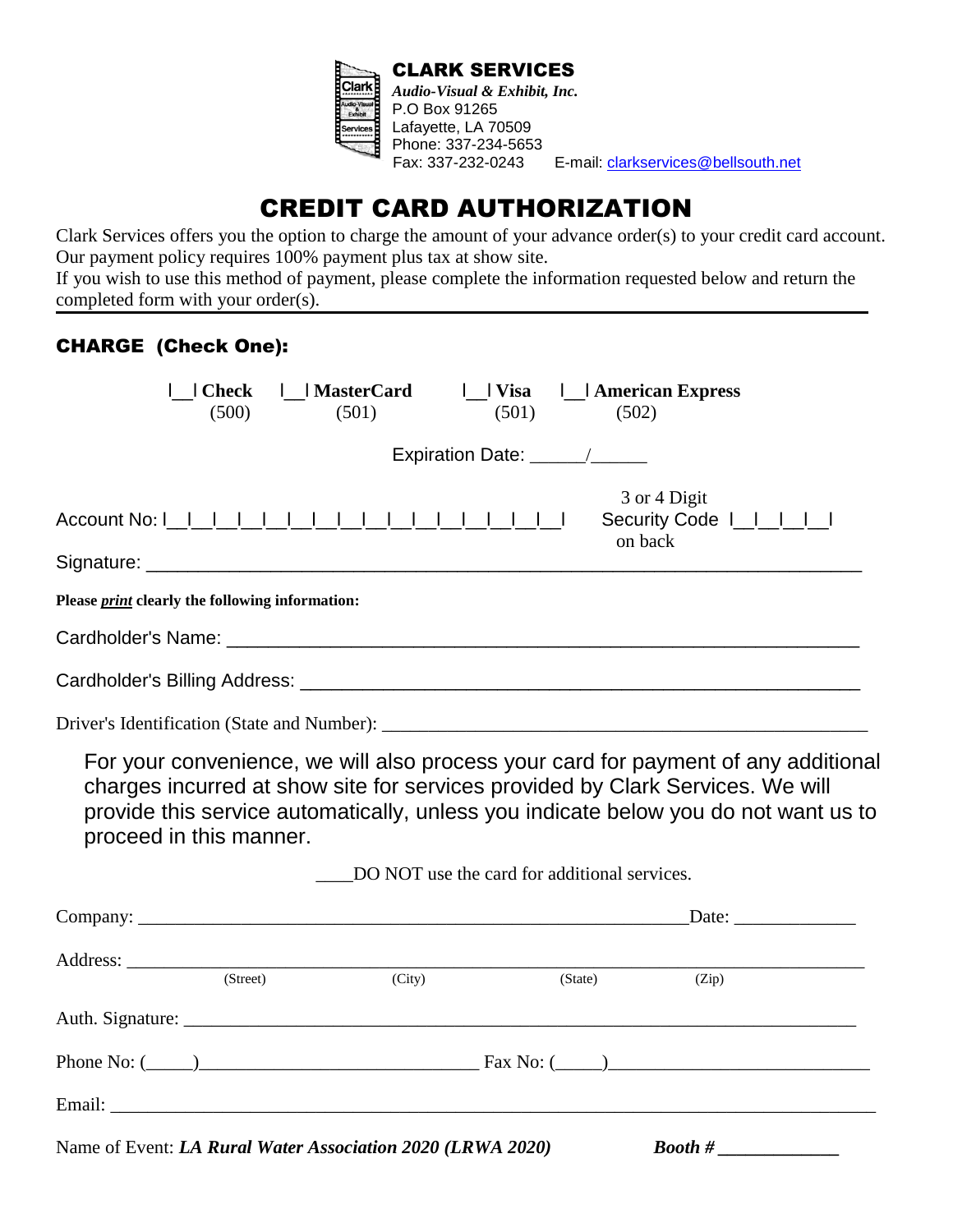**CLARK SERVICES**
*Audio-Visual & Exhibit, Inc.*
P.O Box 91265
Lafayette, LA 70509
Phone: 337-234-5653
Fax: 337-232-0243 E-mail: clarkservices@bellsouth.net

# CREDIT CARD AUTHORIZATION

Clark Services offers you the option to charge the amount of your advance order(s) to your credit card account. Our payment policy requires 100% payment plus tax at show site.
If you wish to use this method of payment, please complete the information requested below and return the completed form with your order(s).

## CHARGE (Check One):

|__| **Check** (500) |__| **MasterCard** (501) |__| **Visa** (501) |__| **American Express** (502)

Expiration Date: ______/______

Account No: |__|__|__|__|__|__|__|__|__|__|__|__|__|__|__|__|__| 3 or 4 Digit Security Code |__|__|__|__| on back

Signature: ___________________________________________________________________

**Please *print* clearly the following information:**

Cardholder's Name: ____________________________________________________________

Cardholder's Billing Address: ___________________________________________________

Driver's Identification (State and Number): _____________________________________

For your convenience, we will also process your card for payment of any additional charges incurred at show site for services provided by Clark Services. We will provide this service automatically, unless you indicate below you do not want us to proceed in this manner.

____DO NOT use the card for additional services.

Company: ____________________________________________________________ Date: _____________

Address: _____________________________________________________________________
(Street) (City) (State) (Zip)

Auth. Signature: ______________________________________________________________

Phone No: (_____)______________________________ Fax No: (_____)___________________________

Email: ________________________________________________________________________

Name of Event: ***LA Rural Water Association 2020 (LRWA 2020)*** ***Booth #*** _____________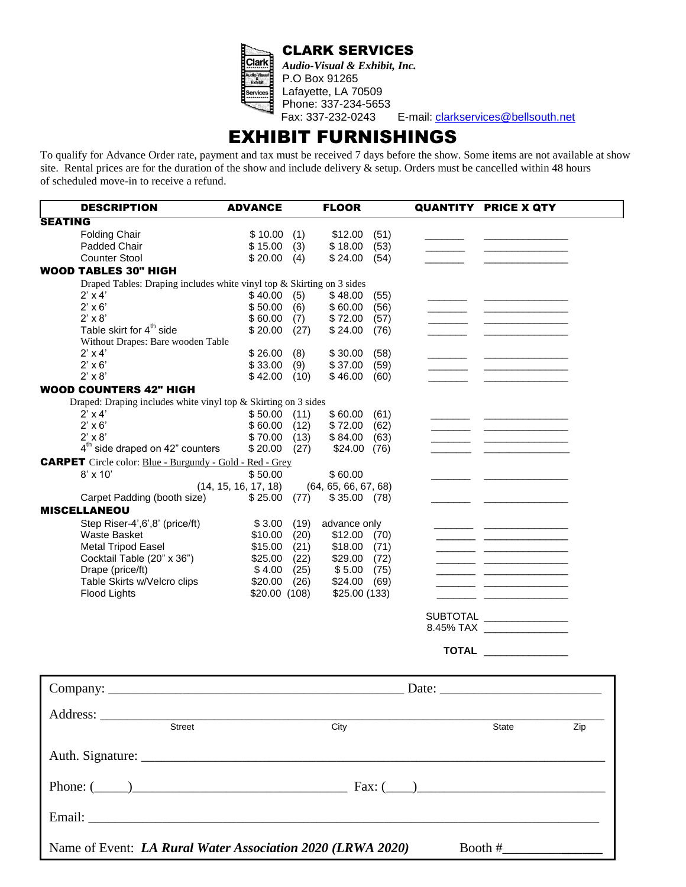# CLARK SERVICES

***Audio-Visual & Exhibit, Inc.***
P.O Box 91265
Lafayette, LA 70509
Phone: 337-234-5653
Fax: 337-232-0243 E-mail: clarkservices@bellsouth.net

# EXHIBIT FURNISHINGS

To qualify for Advance Order rate, payment and tax must be received 7 days before the show. Some items are not available at show site. Rental prices are for the duration of the show and include delivery & setup. Orders must be cancelled within 48 hours of scheduled move-in to receive a refund.

| DESCRIPTION | ADVANCE | | FLOOR | | QUANTITY | PRICE X QTY |
|---|---|---|---|---|---|---|
| **SEATING** | | | | | | |
| Folding Chair | $ 10.00 | (1) | $12.00 | (51) | _______ | _______________ |
| Padded Chair | $ 15.00 | (3) | $ 18.00 | (53) | _______ | _______________ |
| Counter Stool | $ 20.00 | (4) | $ 24.00 | (54) | _______ | _______________ |
| **WOOD TABLES 30" HIGH** | | | | | | |
| Draped Tables: Draping includes white vinyl top & Skirting on 3 sides | | | | | | |
| 2' x 4' | $ 40.00 | (5) | $ 48.00 | (55) | _______ | _______________ |
| 2' x 6' | $ 50.00 | (6) | $ 60.00 | (56) | _______ | _______________ |
| 2' x 8' | $ 60.00 | (7) | $ 72.00 | (57) | _______ | _______________ |
| Table skirt for 4th side | $ 20.00 | (27) | $ 24.00 | (76) | _______ | _______________ |
| Without Drapes: Bare wooden Table | | | | | | |
| 2' x 4' | $ 26.00 | (8) | $ 30.00 | (58) | _______ | _______________ |
| 2' x 6' | $ 33.00 | (9) | $ 37.00 | (59) | _______ | _______________ |
| 2' x 8' | $ 42.00 | (10) | $ 46.00 | (60) | _______ | _______________ |
| **WOOD COUNTERS 42" HIGH** | | | | | | |
| Draped: Draping includes white vinyl top & Skirting on 3 sides | | | | | | |
| 2' x 4' | $ 50.00 | (11) | $ 60.00 | (61) | _______ | _______________ |
| 2' x 6' | $ 60.00 | (12) | $ 72.00 | (62) | _______ | _______________ |
| 2' x 8' | $ 70.00 | (13) | $ 84.00 | (63) | _______ | _______________ |
| 4th side draped on 42" counters | $ 20.00 | (27) | $24.00 | (76) | _______ | _______________ |
| **CARPET** Circle color: Blue - Burgundy - Gold - Red - Grey | | | | | | |
| 8' x 10' | $ 50.00 (14, 15, 16, 17, 18) | | $ 60.00 (64, 65, 66, 67, 68) | | _______ | _______________ |
| Carpet Padding (booth size) | $ 25.00 | (77) | $ 35.00 | (78) | _______ | _______________ |
| **MISCELLANEOU** | | | | | | |
| Step Riser-4',6',8' (price/ft) | $ 3.00 | (19) | advance only | | _______ | _______________ |
| Waste Basket | $10.00 | (20) | $12.00 | (70) | _______ | _______________ |
| Metal Tripod Easel | $15.00 | (21) | $18.00 | (71) | _______ | _______________ |
| Cocktail Table (20" x 36") | $25.00 | (22) | $29.00 | (72) | _______ | _______________ |
| Drape (price/ft) | $ 4.00 | (25) | $ 5.00 | (75) | _______ | _______________ |
| Table Skirts w/Velcro clips | $20.00 | (26) | $24.00 | (69) | _______ | _______________ |
| Flood Lights | $20.00 | (108) | $25.00 | (133) | _______ | _______________ |
| | | | | | SUBTOTAL | _______________ |
| | | | | | 8.45% TAX | _______________ |
| | | | | | **TOTAL** | _______________ |

Company: _____________________________________________ Date: ________________________

Address: ______________________________________________________________________
Street City State Zip

Auth. Signature: _______________________________________________________________

Phone: (_____)________________________________ Fax: (____)___________________________

Email: ________________________________________________________________________

Name of Event: ***LA Rural Water Association 2020 (LRWA 2020)*** Booth #______________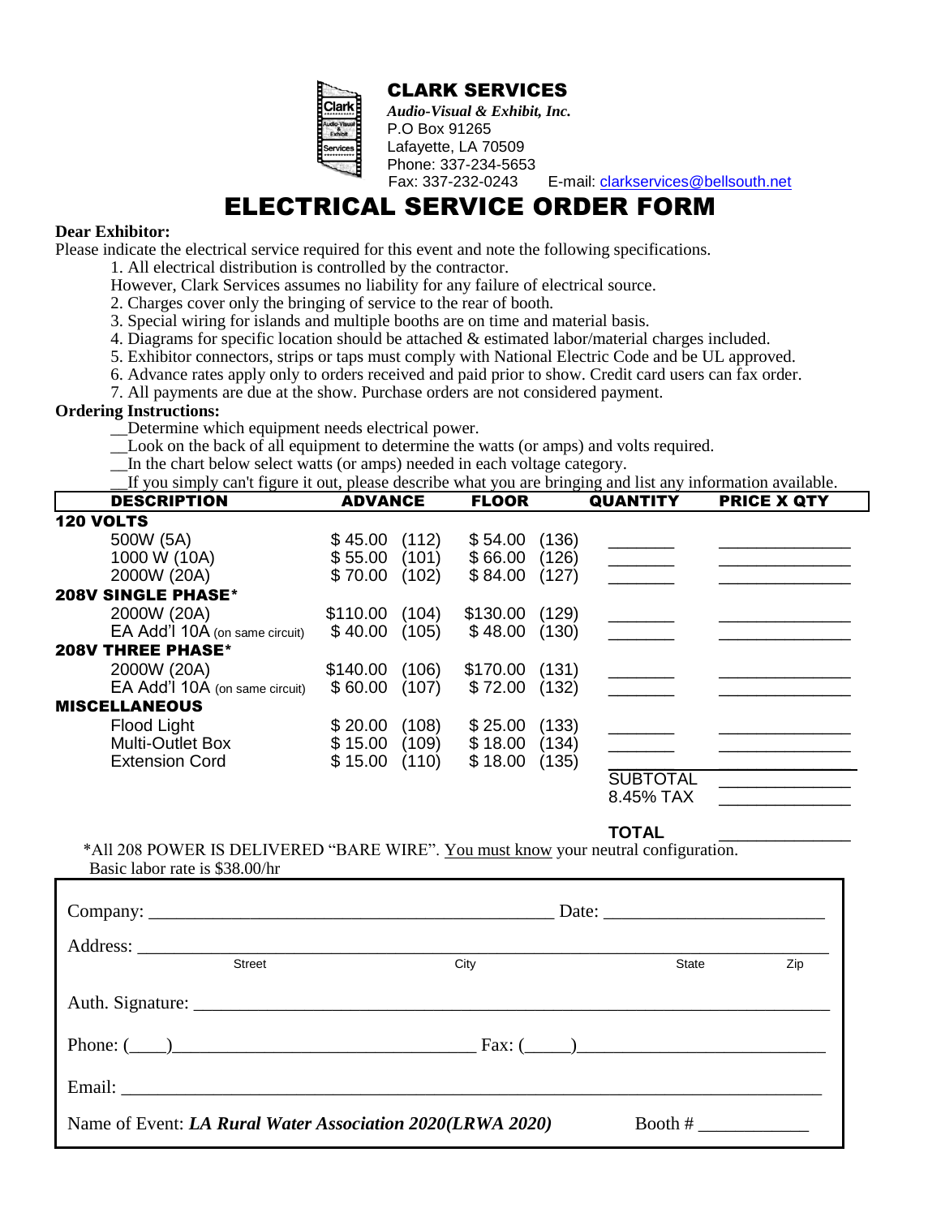# CLARK SERVICES

***Audio-Visual & Exhibit, Inc.***
P.O Box 91265
Lafayette, LA 70509
Phone: 337-234-5653
Fax: 337-232-0243 E-mail: clarkservices@bellsouth.net

# ELECTRICAL SERVICE ORDER FORM

**Dear Exhibitor:**

Please indicate the electrical service required for this event and note the following specifications.

1. All electrical distribution is controlled by the contractor.
   However, Clark Services assumes no liability for any failure of electrical source.
2. Charges cover only the bringing of service to the rear of booth.
3. Special wiring for islands and multiple booths are on time and material basis.
4. Diagrams for specific location should be attached & estimated labor/material charges included.
5. Exhibitor connectors, strips or taps must comply with National Electric Code and be UL approved.
6. Advance rates apply only to orders received and paid prior to show. Credit card users can fax order.
7. All payments are due at the show. Purchase orders are not considered payment.

**Ordering Instructions:**

__Determine which equipment needs electrical power.
__Look on the back of all equipment to determine the watts (or amps) and volts required.
__In the chart below select watts (or amps) needed in each voltage category.
__If you simply can't figure it out, please describe what you are bringing and list any information available.

| DESCRIPTION | ADVANCE | | FLOOR | | QUANTITY | PRICE X QTY |
|---|---|---|---|---|---|---|
| **120 VOLTS** | | | | | | |
| 500W (5A) | $ 45.00 | (112) | $ 54.00 | (136) | _______ | _______________ |
| 1000 W (10A) | $ 55.00 | (101) | $ 66.00 | (126) | _______ | _______________ |
| 2000W (20A) | $ 70.00 | (102) | $ 84.00 | (127) | _______ | _______________ |
| **208V SINGLE PHASE*** | | | | | | |
| 2000W (20A) | $110.00 | (104) | $130.00 | (129) | _______ | _______________ |
| EA Add'l 10A (on same circuit) | $ 40.00 | (105) | $ 48.00 | (130) | _______ | _______________ |
| **208V THREE PHASE*** | | | | | | |
| 2000W (20A) | $140.00 | (106) | $170.00 | (131) | _______ | _______________ |
| EA Add'l 10A (on same circuit) | $ 60.00 | (107) | $ 72.00 | (132) | _______ | _______________ |
| **MISCELLANEOUS** | | | | | | |
| Flood Light | $ 20.00 | (108) | $ 25.00 | (133) | _______ | _______________ |
| Multi-Outlet Box | $ 15.00 | (109) | $ 18.00 | (134) | _______ | _______________ |
| Extension Cord | $ 15.00 | (110) | $ 18.00 | (135) | _______ | _______________ |
| | | | | | SUBTOTAL | _______________ |
| | | | | | 8.45% TAX | _______________ |
| | | | | | **TOTAL** | _______________ |

*All 208 POWER IS DELIVERED "BARE WIRE". You must know your neutral configuration.
Basic labor rate is $38.00/hr

Company: ______________________________________________ Date: ________________________

Address: ____________________________________________________________________________
Street City State Zip

Auth. Signature: ______________________________________________________________________

Phone: (____)________________________________ Fax: (_____)__________________________

Email: _______________________________________________________________________________

Name of Event: ***LA Rural Water Association 2020(LRWA 2020)*** Booth # ____________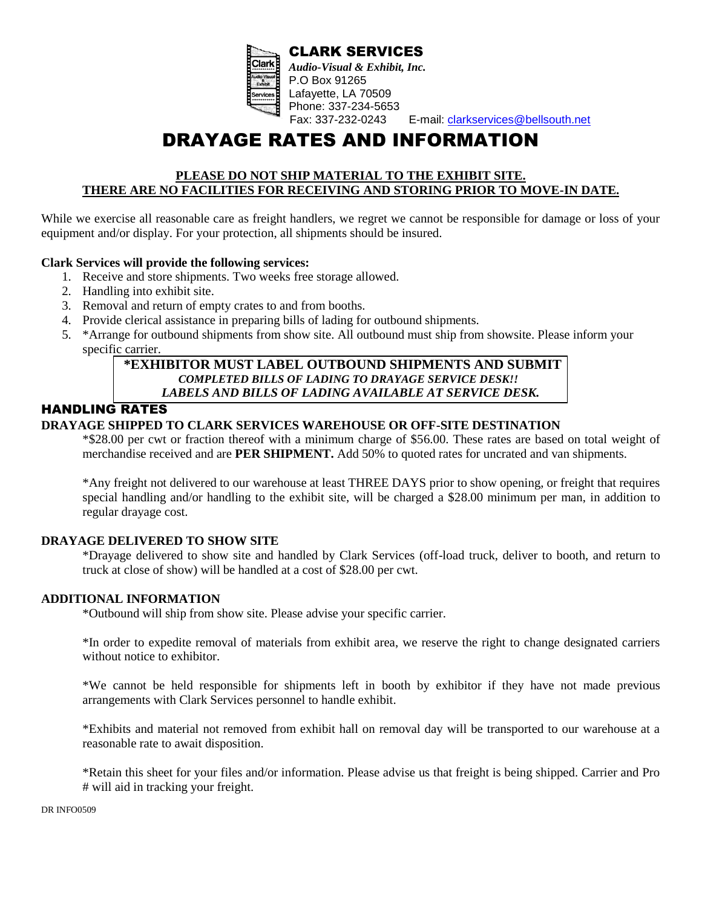**CLARK SERVICES**

***Audio-Visual & Exhibit, Inc.***
P.O Box 91265
Lafayette, LA 70509
Phone: 337-234-5653
Fax: 337-232-0243 E-mail: clarkservices@bellsouth.net

# DRAYAGE RATES AND INFORMATION

**PLEASE DO NOT SHIP MATERIAL TO THE EXHIBIT SITE.**
**THERE ARE NO FACILITIES FOR RECEIVING AND STORING PRIOR TO MOVE-IN DATE.**

While we exercise all reasonable care as freight handlers, we regret we cannot be responsible for damage or loss of your equipment and/or display. For your protection, all shipments should be insured.

**Clark Services will provide the following services:**

1. Receive and store shipments. Two weeks free storage allowed.
2. Handling into exhibit site.
3. Removal and return of empty crates to and from booths.
4. Provide clerical assistance in preparing bills of lading for outbound shipments.
5. *Arrange for outbound shipments from show site. All outbound must ship from showsite. Please inform your specific carrier.

**\*EXHIBITOR MUST LABEL OUTBOUND SHIPMENTS AND SUBMIT**
***COMPLETED BILLS OF LADING TO DRAYAGE SERVICE DESK!!***
***LABELS AND BILLS OF LADING AVAILABLE AT SERVICE DESK.***

## HANDLING RATES

### DRAYAGE SHIPPED TO CLARK SERVICES WAREHOUSE OR OFF-SITE DESTINATION

*$28.00 per cwt or fraction thereof with a minimum charge of $56.00. These rates are based on total weight of merchandise received and are **PER SHIPMENT.** Add 50% to quoted rates for uncrated and van shipments.

*Any freight not delivered to our warehouse at least THREE DAYS prior to show opening, or freight that requires special handling and/or handling to the exhibit site, will be charged a $28.00 minimum per man, in addition to regular drayage cost.

### DRAYAGE DELIVERED TO SHOW SITE

*Drayage delivered to show site and handled by Clark Services (off-load truck, deliver to booth, and return to truck at close of show) will be handled at a cost of $28.00 per cwt.

### ADDITIONAL INFORMATION

*Outbound will ship from show site. Please advise your specific carrier.

*In order to expedite removal of materials from exhibit area, we reserve the right to change designated carriers without notice to exhibitor.

*We cannot be held responsible for shipments left in booth by exhibitor if they have not made previous arrangements with Clark Services personnel to handle exhibit.

*Exhibits and material not removed from exhibit hall on removal day will be transported to our warehouse at a reasonable rate to await disposition.

*Retain this sheet for your files and/or information. Please advise us that freight is being shipped. Carrier and Pro # will aid in tracking your freight.

DR INFO0509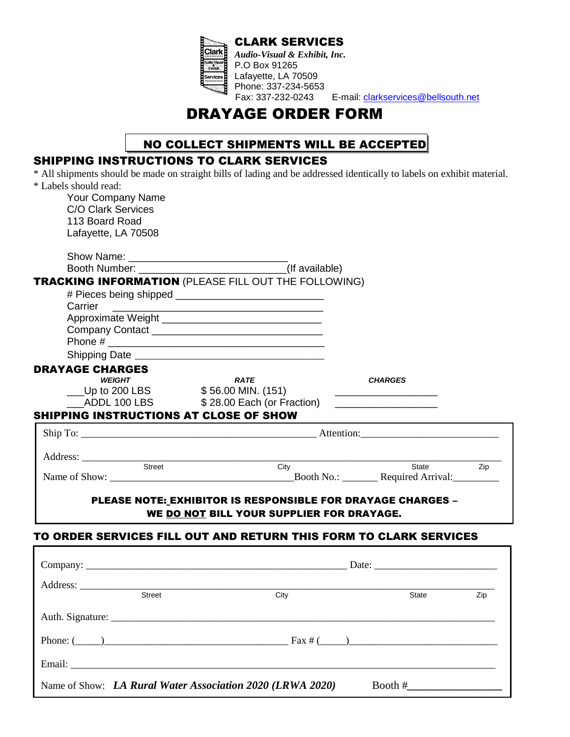**CLARK SERVICES**
*Audio-Visual & Exhibit, Inc.*
P.O Box 91265
Lafayette, LA 70509
Phone: 337-234-5653
Fax: 337-232-0243 E-mail: clarkservices@bellsouth.net

# DRAYAGE ORDER FORM

**NO COLLECT SHIPMENTS WILL BE ACCEPTED**

## SHIPPING INSTRUCTIONS TO CLARK SERVICES

* All shipments should be made on straight bills of lading and be addressed identically to labels on exhibit material.
* Labels should read:

Your Company Name
C/O Clark Services
113 Board Road
Lafayette, LA 70508

Show Name: ___________________________

Booth Number: _________________________(If available)

## TRACKING INFORMATION (PLEASE FILL OUT THE FOLLOWING)

# Pieces being shipped _________________________

Carrier _________________________________

Approximate Weight ___________________________

Company Contact _____________________________

Phone # ______________________________________

Shipping Date ________________________________

## DRAYAGE CHARGES

| *WEIGHT* | *RATE* | *CHARGES* |
|---|---|---|
| ___Up to 200 LBS | $ 56.00 MIN. (151) | _________________ |
| ___ADDL 100 LBS | $ 28.00 Each (or Fraction) | _________________ |

## SHIPPING INSTRUCTIONS AT CLOSE OF SHOW

Ship To: _____________________________________________ Attention:__________________________

Address: ______________________________________________________________________________
Street City State Zip

Name of Show: ___________________________________Booth No.: _______ Required Arrival:_________

**PLEASE NOTE: EXHIBITOR IS RESPONSIBLE FOR DRAYAGE CHARGES – WE DO NOT BILL YOUR SUPPLIER FOR DRAYAGE.**

## TO ORDER SERVICES FILL OUT AND RETURN THIS FORM TO CLARK SERVICES

Company: __________________________________________________ Date: _______________________

Address: ______________________________________________________________________________
Street City State Zip

Auth. Signature: _______________________________________________________________________

Phone: (_____)___________________________________ Fax # (_____)____________________________

Email: _________________________________________________________________________________

Name of Show: ***LA Rural Water Association 2020 (LRWA 2020)*** Booth #_________________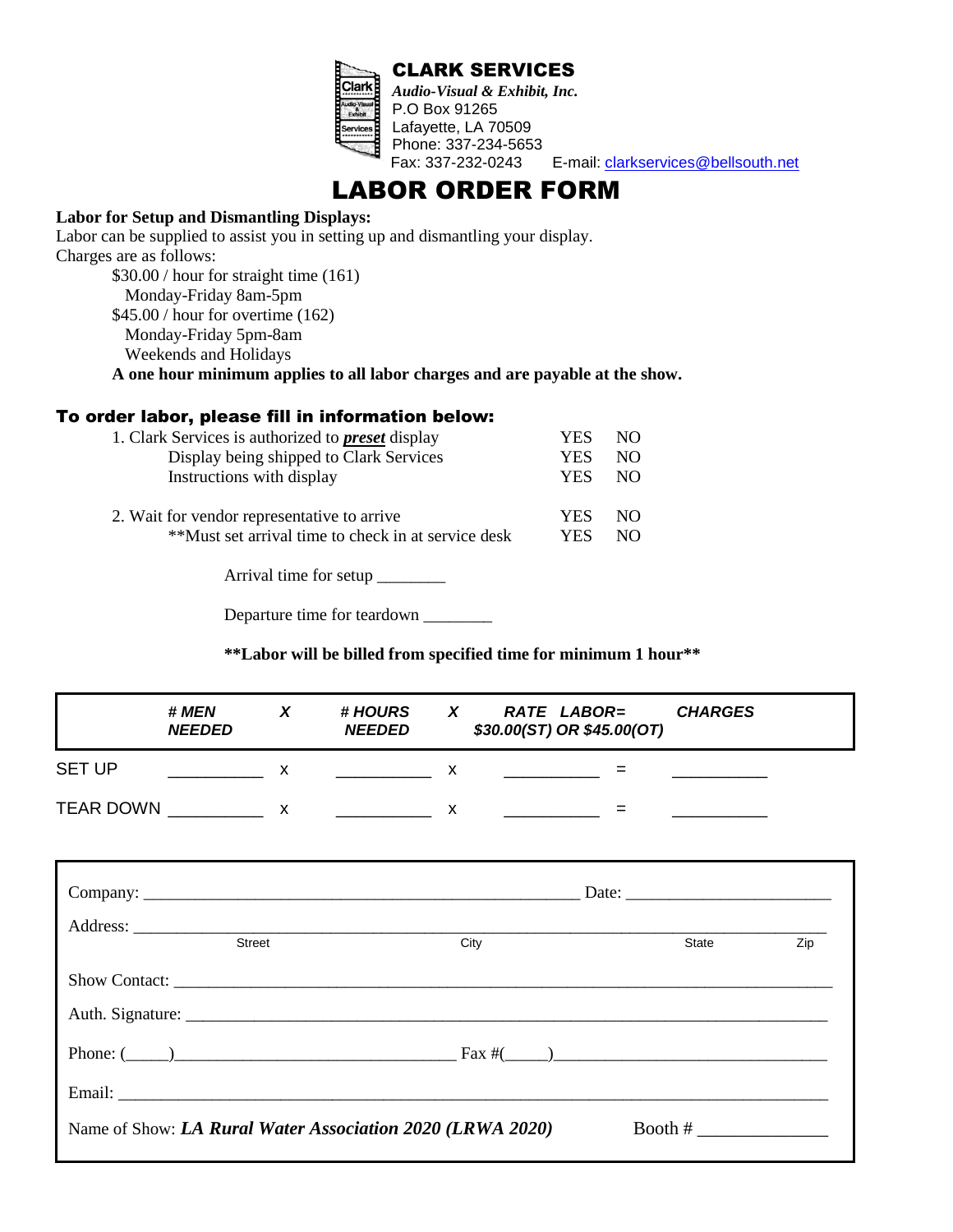**CLARK SERVICES**
***Audio-Visual & Exhibit, Inc.***
P.O Box 91265
Lafayette, LA 70509
Phone: 337-234-5653
Fax: 337-232-0243 E-mail: clarkservices@bellsouth.net

# LABOR ORDER FORM

**Labor for Setup and Dismantling Displays:**
Labor can be supplied to assist you in setting up and dismantling your display.
Charges are as follows:

$30.00 / hour for straight time (161)
Monday-Friday 8am-5pm
$45.00 / hour for overtime (162)
Monday-Friday 5pm-8am
Weekends and Holidays

**A one hour minimum applies to all labor charges and are payable at the show.**

## To order labor, please fill in information below:

| | | |
|---|---|---|
| 1. Clark Services is authorized to ***preset*** display | YES | NO |
| Display being shipped to Clark Services | YES | NO |
| Instructions with display | YES | NO |
| 2. Wait for vendor representative to arrive | YES | NO |
| **Must set arrival time to check in at service desk | YES | NO |

Arrival time for setup ________

Departure time for teardown ________

**\*\*Labor will be billed from specified time for minimum 1 hour\*\***

| | *# MEN NEEDED* | *X* | *# HOURS NEEDED* | *X* | *RATE LABOR= $30.00(ST) OR $45.00(OT)* | | *CHARGES* |
|---|---|---|---|---|---|---|---|
| SET UP | __________ | x | __________ | x | __________ | = | __________ |
| TEAR DOWN | __________ | x | __________ | x | __________ | = | __________ |

Company: ____________________________________________ Date: ____________________

Address: ______________________________________________________________________
Street City State Zip

Show Contact: __________________________________________________________________

Auth. Signature: ________________________________________________________________

Phone: (_____)____________________________ Fax #(_____)___________________________

Email: _________________________________________________________________________

Name of Show: ***LA Rural Water Association 2020 (LRWA 2020)*** Booth # ______________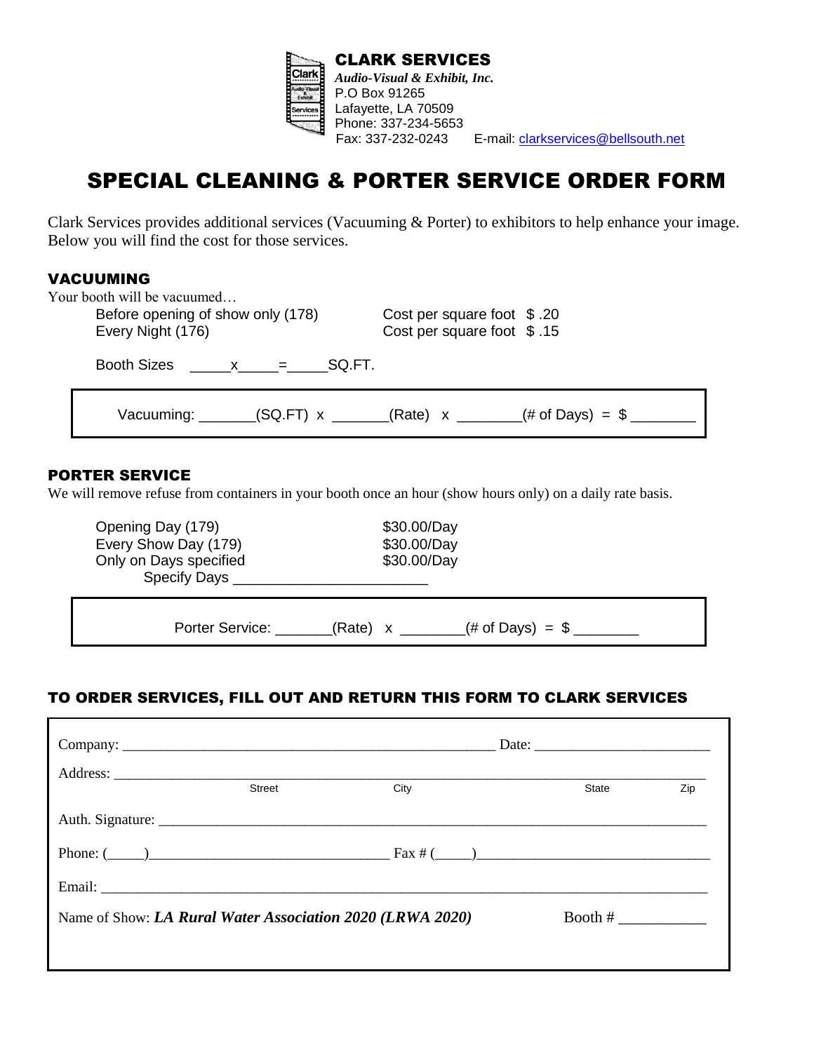**CLARK SERVICES**
*Audio-Visual & Exhibit, Inc.*
P.O Box 91265
Lafayette, LA 70509
Phone: 337-234-5653
Fax: 337-232-0243 E-mail: clarkservices@bellsouth.net

# SPECIAL CLEANING & PORTER SERVICE ORDER FORM

Clark Services provides additional services (Vacuuming & Porter) to exhibitors to help enhance your image. Below you will find the cost for those services.

## VACUUMING

Your booth will be vacuumed…

| | |
|---|---|
| Before opening of show only (178) | Cost per square foot $ .20 |
| Every Night (176) | Cost per square foot $ .15 |

Booth Sizes _____x_____=_____SQ.FT.

Vacuuming: _______(SQ.FT) x _______(Rate) x ________(# of Days) = $ ________

## PORTER SERVICE

We will remove refuse from containers in your booth once an hour (show hours only) on a daily rate basis.

| | |
|---|---|
| Opening Day (179) | $30.00/Day |
| Every Show Day (179) | $30.00/Day |
| Only on Days specified | $30.00/Day |

Specify Days ________________________

Porter Service: _______(Rate) x ________(# of Days) = $ ________

## TO ORDER SERVICES, FILL OUT AND RETURN THIS FORM TO CLARK SERVICES

Company: ________________________________________________ Date: ______________________

Address: ________________________________________________________________________
Street City State Zip

Auth. Signature: ___________________________________________________________________

Phone: (_____)______________________________ Fax # (_____)______________________________

Email: _________________________________________________________________________

Name of Show: ***LA Rural Water Association 2020 (LRWA 2020)*** Booth # ___________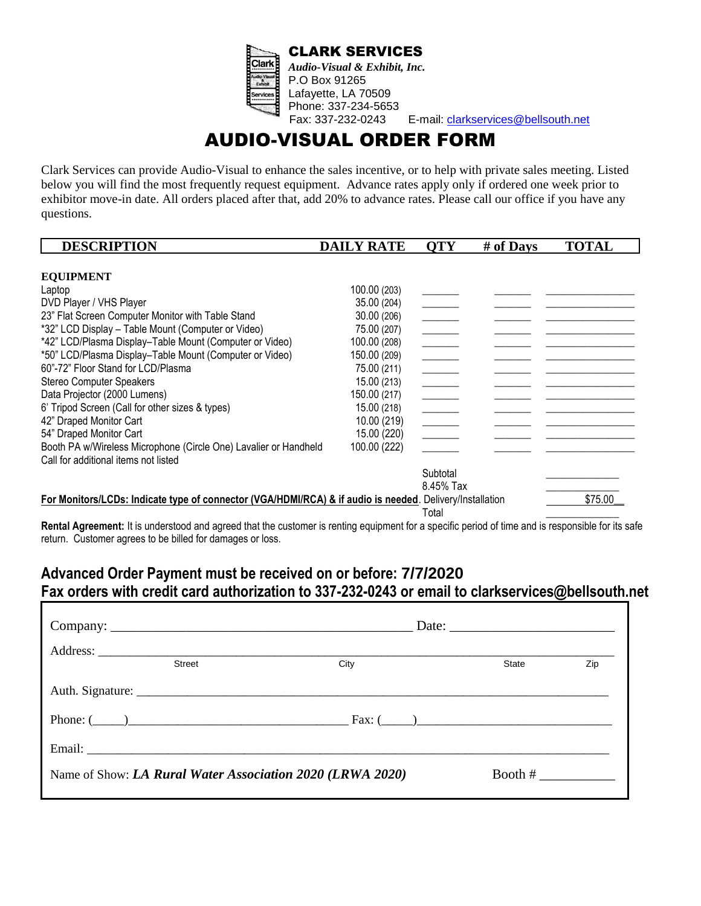# CLARK SERVICES

*Audio-Visual & Exhibit, Inc.*
P.O Box 91265
Lafayette, LA 70509
Phone: 337-234-5653
Fax: 337-232-0243 E-mail: clarkservices@bellsouth.net

# AUDIO-VISUAL ORDER FORM

Clark Services can provide Audio-Visual to enhance the sales incentive, or to help with private sales meeting. Listed below you will find the most frequently request equipment. Advance rates apply only if ordered one week prior to exhibitor move-in date. All orders placed after that, add 20% to advance rates. Please call our office if you have any questions.

| DESCRIPTION | DAILY RATE | QTY | # of Days | TOTAL |
|---|---|---|---|---|
| **EQUIPMENT** | | | | |
| Laptop | 100.00 (203) | _______ | _______ | ________________ |
| DVD Player / VHS Player | 35.00 (204) | _______ | _______ | ________________ |
| 23" Flat Screen Computer Monitor with Table Stand | 30.00 (206) | _______ | _______ | ________________ |
| *32" LCD Display – Table Mount (Computer or Video) | 75.00 (207) | _______ | _______ | ________________ |
| *42" LCD/Plasma Display–Table Mount (Computer or Video) | 100.00 (208) | _______ | _______ | ________________ |
| *50" LCD/Plasma Display–Table Mount (Computer or Video) | 150.00 (209) | _______ | _______ | ________________ |
| 60"-72" Floor Stand for LCD/Plasma | 75.00 (211) | _______ | _______ | ________________ |
| Stereo Computer Speakers | 15.00 (213) | _______ | _______ | ________________ |
| Data Projector (2000 Lumens) | 150.00 (217) | _______ | _______ | ________________ |
| 6' Tripod Screen (Call for other sizes & types) | 15.00 (218) | _______ | _______ | ________________ |
| 42" Draped Monitor Cart | 10.00 (219) | _______ | _______ | ________________ |
| 54" Draped Monitor Cart | 15.00 (220) | _______ | _______ | ________________ |
| Booth PA w/Wireless Microphone (Circle One) Lavalier or Handheld | 100.00 (222) | _______ | _______ | ________________ |
| Call for additional items not listed | | | | |
| | | Subtotal | | ______________ |
| | | 8.45% Tax | | ______________ |
| **For Monitors/LCDs: Indicate type of connector (VGA/HDMI/RCA) & if audio is needed**. | | Delivery/Installation | | $75.00__ |
| | | Total | | ______________ |

**Rental Agreement:** It is understood and agreed that the customer is renting equipment for a specific period of time and is responsible for its safe return. Customer agrees to be billed for damages or loss.

## Advanced Order Payment must be received on or before: 7/7/2020
## Fax orders with credit card authorization to 337-232-0243 or email to clarkservices@bellsouth.net

Company: ____________________________________________ Date: _______________________

Address: ______________________________________________________________________________
Street City State Zip

Auth. Signature: _________________________________________________________________________

Phone: (_____)__________________________________ Fax: (_____)_____________________________

Email: _______________________________________________________________________________

Name of Show: ***LA Rural Water Association 2020 (LRWA 2020)*** Booth # ___________